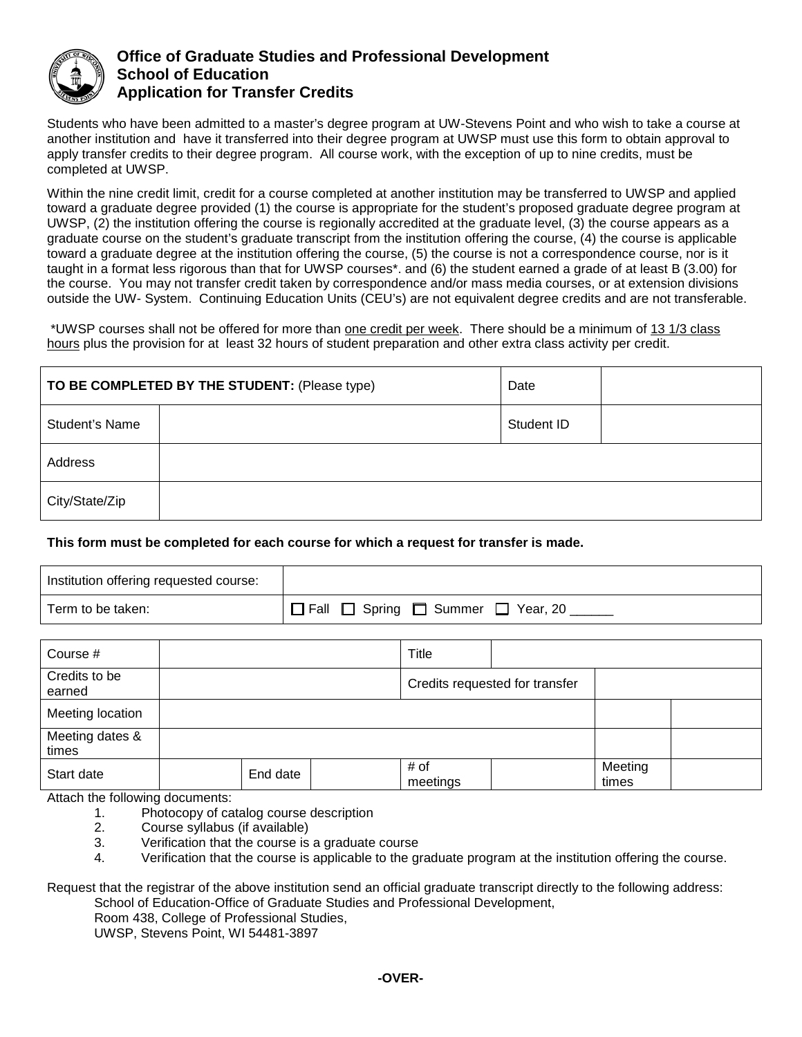# Office of Graduate Studies and Professional Development
## School of Education
## Application for Transfer Credits

Students who have been admitted to a master's degree program at UW-Stevens Point and who wish to take a course at another institution and have it transferred into their degree program at UWSP must use this form to obtain approval to apply transfer credits to their degree program. All course work, with the exception of up to nine credits, must be completed at UWSP.

Within the nine credit limit, credit for a course completed at another institution may be transferred to UWSP and applied toward a graduate degree provided (1) the course is appropriate for the student's proposed graduate degree program at UWSP, (2) the institution offering the course is regionally accredited at the graduate level, (3) the course appears as a graduate course on the student's graduate transcript from the institution offering the course, (4) the course is applicable toward a graduate degree at the institution offering the course, (5) the course is not a correspondence course, nor is it taught in a format less rigorous than that for UWSP courses*. and (6) the student earned a grade of at least B (3.00) for the course. You may not transfer credit taken by correspondence and/or mass media courses, or at extension divisions outside the UW- System. Continuing Education Units (CEU's) are not equivalent degree credits and are not transferable.

*UWSP courses shall not be offered for more than <u>one credit per week</u>. There should be a minimum of <u>13 1/3 class hours</u> plus the provision for at least 32 hours of student preparation and other extra class activity per credit.

| **TO BE COMPLETED BY THE STUDENT:** (Please type) | | Date | |
|---|---|---|---|
| Student's Name | | Student ID | |
| Address | | | |
| City/State/Zip | | | |

**This form must be completed for each course for which a request for transfer is made.**

| Institution offering requested course: | |
|---|---|
| Term to be taken: | ☐ Fall ☐ Spring ☐ Summer ☐ Year, 20 ______ |

| Course # | | | Title | | | |
|---|---|---|---|---|---|---|
| Credits to be earned | | | Credits requested for transfer | | | |
| Meeting location | | | | | | |
| Meeting dates & times | | | | | | |
| Start date | | End date | | # of meetings | | Meeting times | |

Attach the following documents:

1. Photocopy of catalog course description
2. Course syllabus (if available)
3. Verification that the course is a graduate course
4. Verification that the course is applicable to the graduate program at the institution offering the course.

Request that the registrar of the above institution send an official graduate transcript directly to the following address:

School of Education-Office of Graduate Studies and Professional Development,
Room 438, College of Professional Studies,
UWSP, Stevens Point, WI 54481-3897

**-OVER-**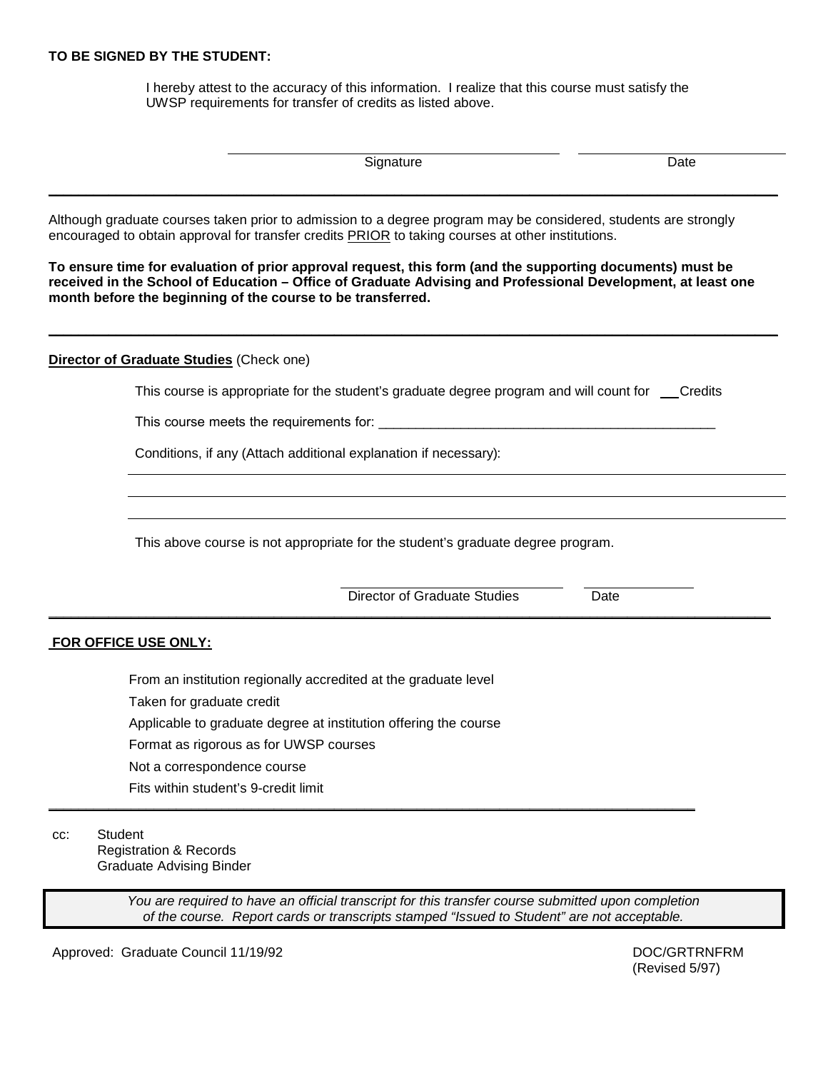**TO BE SIGNED BY THE STUDENT:**

I hereby attest to the accuracy of this information. I realize that this course must satisfy the UWSP requirements for transfer of credits as listed above.

______________________________ ______________

Signature Date

---

Although graduate courses taken prior to admission to a degree program may be considered, students are strongly encouraged to obtain approval for transfer credits PRIOR to taking courses at other institutions.

**To ensure time for evaluation of prior approval request, this form (and the supporting documents) must be received in the School of Education – Office of Graduate Advising and Professional Development, at least one month before the beginning of the course to be transferred.**

---

**Director of Graduate Studies** (Check one)

This course is appropriate for the student's graduate degree program and will count for ___ Credits

This course meets the requirements for: _____________________________________________

Conditions, if any (Attach additional explanation if necessary):

______________________________________________________________________

______________________________________________________________________

______________________________________________________________________

This above course is not appropriate for the student's graduate degree program.

______________________________ ______________

Director of Graduate Studies Date

---

**FOR OFFICE USE ONLY:**

From an institution regionally accredited at the graduate level

Taken for graduate credit

Applicable to graduate degree at institution offering the course

Format as rigorous as for UWSP courses

Not a correspondence course

Fits within student's 9-credit limit

---

cc: Student
Registration & Records
Graduate Advising Binder

*You are required to have an official transcript for this transfer course submitted upon completion of the course. Report cards or transcripts stamped "Issued to Student" are not acceptable.*

Approved: Graduate Council 11/19/92

DOC/GRTRNFRM
(Revised 5/97)